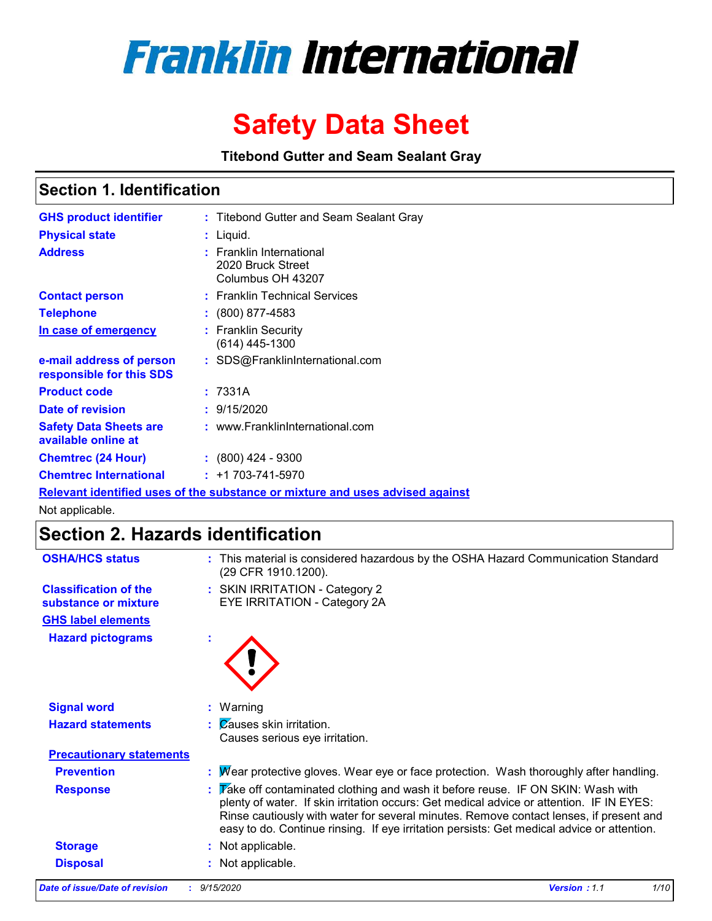# Franklin International

# Safety Data Sheet

**Titebond Gutter and Seam Sealant Gray**

## Section 1. Identification

**GHS product identifier** : Titebond Gutter and Seam Sealant Gray

**Physical state** : Liquid.

**Address** : Franklin International
2020 Bruck Street
Columbus OH 43207

**Contact person** : Franklin Technical Services

**Telephone** : (800) 877-4583

**In case of emergency** : Franklin Security
(614) 445-1300

**e-mail address of person responsible for this SDS** : SDS@FranklinInternational.com

**Product code** : 7331A

**Date of revision** : 9/15/2020

**Safety Data Sheets are available online at** : www.FranklinInternational.com

**Chemtrec (24 Hour)** : (800) 424 - 9300

**Chemtrec International** : +1 703-741-5970

**Relevant identified uses of the substance or mixture and uses advised against**

Not applicable.

## Section 2. Hazards identification

**OSHA/HCS status** : This material is considered hazardous by the OSHA Hazard Communication Standard (29 CFR 1910.1200).

**Classification of the substance or mixture** : SKIN IRRITATION - Category 2
EYE IRRITATION - Category 2A

**GHS label elements**

**Hazard pictograms** :

**Signal word** : Warning

**Hazard statements** : Causes skin irritation.
Causes serious eye irritation.

**Precautionary statements**

**Prevention** : Wear protective gloves. Wear eye or face protection. Wash thoroughly after handling.

**Response** : Take off contaminated clothing and wash it before reuse. IF ON SKIN: Wash with plenty of water. If skin irritation occurs: Get medical advice or attention. IF IN EYES: Rinse cautiously with water for several minutes. Remove contact lenses, if present and easy to do. Continue rinsing. If eye irritation persists: Get medical advice or attention.

**Storage** : Not applicable.

**Disposal** : Not applicable.

*Date of issue/Date of revision : 9/15/2020 Version : 1.1*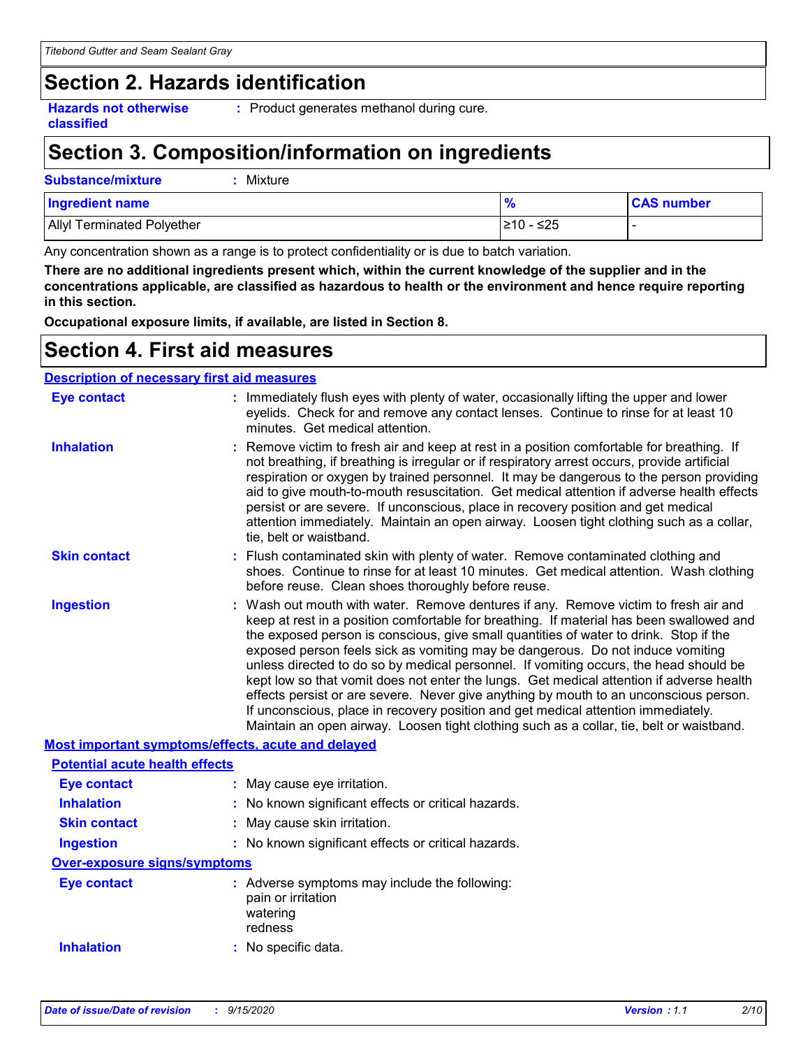## Section 2. Hazards identification

**Hazards not otherwise classified** : Product generates methanol during cure.

## Section 3. Composition/information on ingredients

**Substance/mixture** : Mixture

| Ingredient name | % | CAS number |
|---|---|---|
| Allyl Terminated Polyether | ≥10 - ≤25 | - |

Any concentration shown as a range is to protect confidentiality or is due to batch variation.

**There are no additional ingredients present which, within the current knowledge of the supplier and in the concentrations applicable, are classified as hazardous to health or the environment and hence require reporting in this section.**

**Occupational exposure limits, if available, are listed in Section 8.**

## Section 4. First aid measures

### Description of necessary first aid measures

**Eye contact** : Immediately flush eyes with plenty of water, occasionally lifting the upper and lower eyelids. Check for and remove any contact lenses. Continue to rinse for at least 10 minutes. Get medical attention.

**Inhalation** : Remove victim to fresh air and keep at rest in a position comfortable for breathing. If not breathing, if breathing is irregular or if respiratory arrest occurs, provide artificial respiration or oxygen by trained personnel. It may be dangerous to the person providing aid to give mouth-to-mouth resuscitation. Get medical attention if adverse health effects persist or are severe. If unconscious, place in recovery position and get medical attention immediately. Maintain an open airway. Loosen tight clothing such as a collar, tie, belt or waistband.

**Skin contact** : Flush contaminated skin with plenty of water. Remove contaminated clothing and shoes. Continue to rinse for at least 10 minutes. Get medical attention. Wash clothing before reuse. Clean shoes thoroughly before reuse.

**Ingestion** : Wash out mouth with water. Remove dentures if any. Remove victim to fresh air and keep at rest in a position comfortable for breathing. If material has been swallowed and the exposed person is conscious, give small quantities of water to drink. Stop if the exposed person feels sick as vomiting may be dangerous. Do not induce vomiting unless directed to do so by medical personnel. If vomiting occurs, the head should be kept low so that vomit does not enter the lungs. Get medical attention if adverse health effects persist or are severe. Never give anything by mouth to an unconscious person. If unconscious, place in recovery position and get medical attention immediately. Maintain an open airway. Loosen tight clothing such as a collar, tie, belt or waistband.

### Most important symptoms/effects, acute and delayed

#### Potential acute health effects

**Eye contact** : May cause eye irritation.

**Inhalation** : No known significant effects or critical hazards.

**Skin contact** : May cause skin irritation.

**Ingestion** : No known significant effects or critical hazards.

#### Over-exposure signs/symptoms

**Eye contact** : Adverse symptoms may include the following:
pain or irritation
watering
redness

**Inhalation** : No specific data.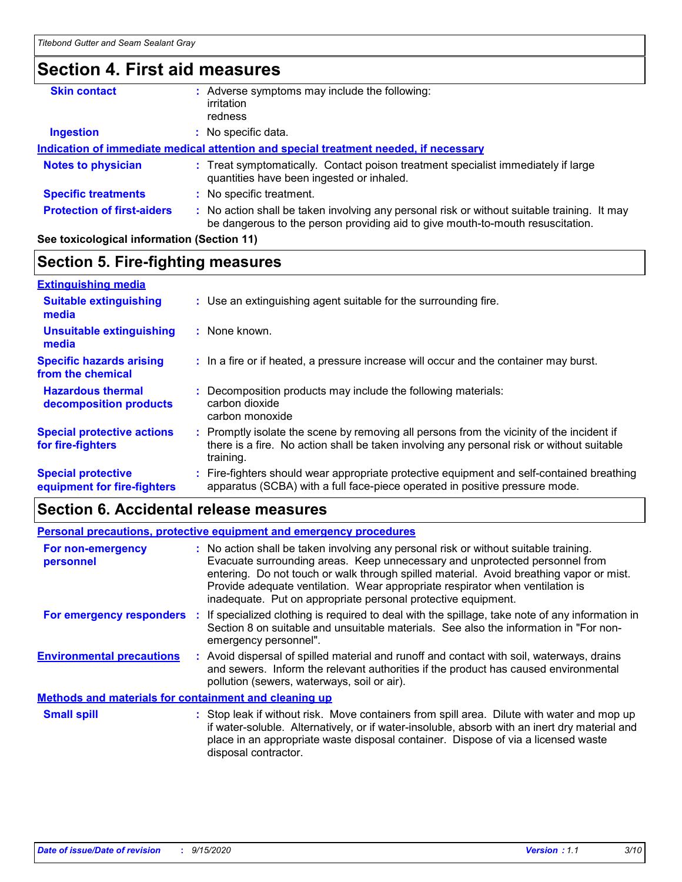## Section 4. First aid measures

**Skin contact** : Adverse symptoms may include the following:
irritation
redness

**Ingestion** : No specific data.

**Indication of immediate medical attention and special treatment needed, if necessary**

**Notes to physician** : Treat symptomatically. Contact poison treatment specialist immediately if large quantities have been ingested or inhaled.

**Specific treatments** : No specific treatment.

**Protection of first-aiders** : No action shall be taken involving any personal risk or without suitable training. It may be dangerous to the person providing aid to give mouth-to-mouth resuscitation.

**See toxicological information (Section 11)**

## Section 5. Fire-fighting measures

**Extinguishing media**

**Suitable extinguishing media** : Use an extinguishing agent suitable for the surrounding fire.

**Unsuitable extinguishing media** : None known.

**Specific hazards arising from the chemical** : In a fire or if heated, a pressure increase will occur and the container may burst.

**Hazardous thermal decomposition products** : Decomposition products may include the following materials:
carbon dioxide
carbon monoxide

**Special protective actions for fire-fighters** : Promptly isolate the scene by removing all persons from the vicinity of the incident if there is a fire. No action shall be taken involving any personal risk or without suitable training.

**Special protective equipment for fire-fighters** : Fire-fighters should wear appropriate protective equipment and self-contained breathing apparatus (SCBA) with a full face-piece operated in positive pressure mode.

## Section 6. Accidental release measures

**Personal precautions, protective equipment and emergency procedures**

**For non-emergency personnel** : No action shall be taken involving any personal risk or without suitable training. Evacuate surrounding areas. Keep unnecessary and unprotected personnel from entering. Do not touch or walk through spilled material. Avoid breathing vapor or mist. Provide adequate ventilation. Wear appropriate respirator when ventilation is inadequate. Put on appropriate personal protective equipment.

**For emergency responders** : If specialized clothing is required to deal with the spillage, take note of any information in Section 8 on suitable and unsuitable materials. See also the information in "For non-emergency personnel".

**Environmental precautions** : Avoid dispersal of spilled material and runoff and contact with soil, waterways, drains and sewers. Inform the relevant authorities if the product has caused environmental pollution (sewers, waterways, soil or air).

**Methods and materials for containment and cleaning up**

**Small spill** : Stop leak if without risk. Move containers from spill area. Dilute with water and mop up if water-soluble. Alternatively, or if water-insoluble, absorb with an inert dry material and place in an appropriate waste disposal container. Dispose of via a licensed waste disposal contractor.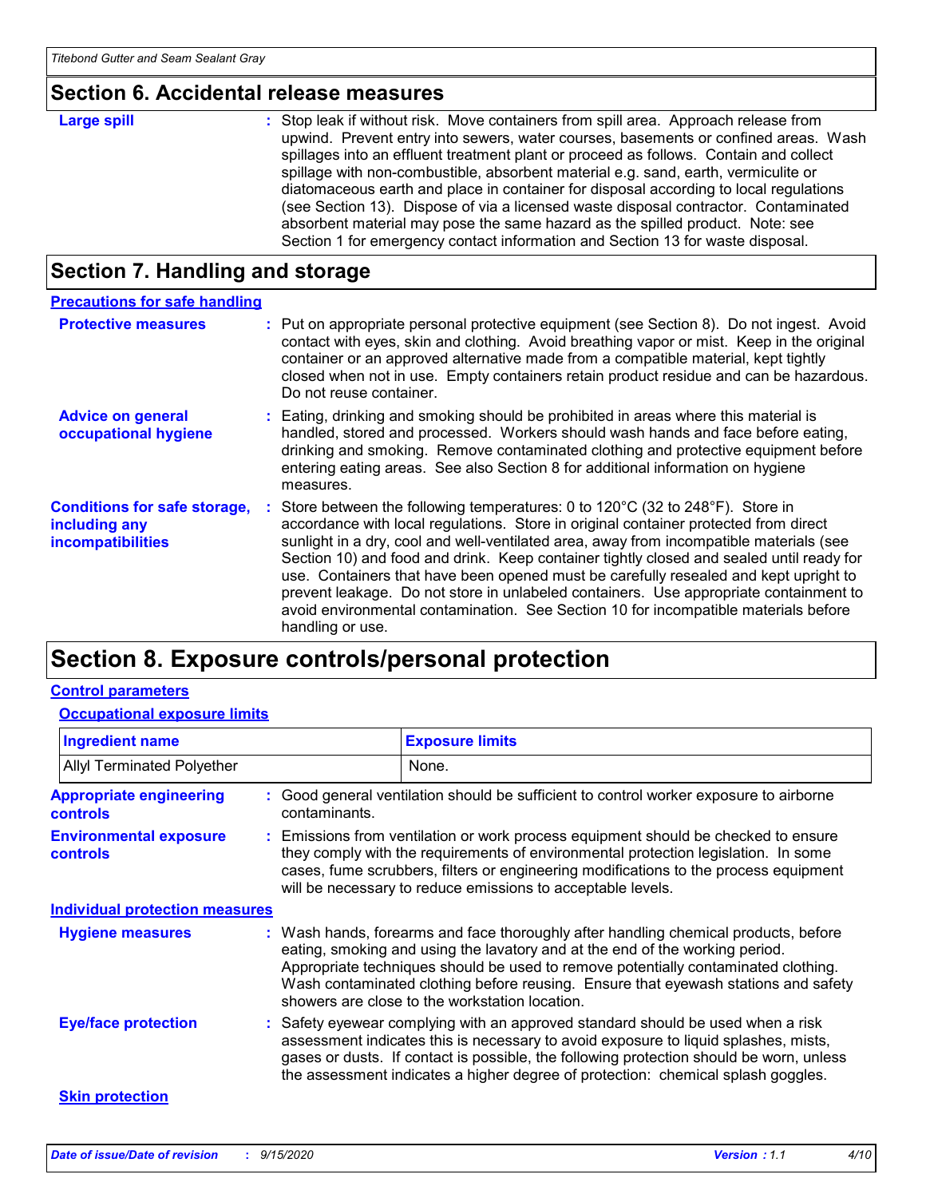## Section 6. Accidental release measures

**Large spill** : Stop leak if without risk. Move containers from spill area. Approach release from upwind. Prevent entry into sewers, water courses, basements or confined areas. Wash spillages into an effluent treatment plant or proceed as follows. Contain and collect spillage with non-combustible, absorbent material e.g. sand, earth, vermiculite or diatomaceous earth and place in container for disposal according to local regulations (see Section 13). Dispose of via a licensed waste disposal contractor. Contaminated absorbent material may pose the same hazard as the spilled product. Note: see Section 1 for emergency contact information and Section 13 for waste disposal.

## Section 7. Handling and storage

### Precautions for safe handling

**Protective measures** : Put on appropriate personal protective equipment (see Section 8). Do not ingest. Avoid contact with eyes, skin and clothing. Avoid breathing vapor or mist. Keep in the original container or an approved alternative made from a compatible material, kept tightly closed when not in use. Empty containers retain product residue and can be hazardous. Do not reuse container.

**Advice on general occupational hygiene** : Eating, drinking and smoking should be prohibited in areas where this material is handled, stored and processed. Workers should wash hands and face before eating, drinking and smoking. Remove contaminated clothing and protective equipment before entering eating areas. See also Section 8 for additional information on hygiene measures.

**Conditions for safe storage, including any incompatibilities** : Store between the following temperatures: 0 to 120°C (32 to 248°F). Store in accordance with local regulations. Store in original container protected from direct sunlight in a dry, cool and well-ventilated area, away from incompatible materials (see Section 10) and food and drink. Keep container tightly closed and sealed until ready for use. Containers that have been opened must be carefully resealed and kept upright to prevent leakage. Do not store in unlabeled containers. Use appropriate containment to avoid environmental contamination. See Section 10 for incompatible materials before handling or use.

## Section 8. Exposure controls/personal protection

### Control parameters

#### Occupational exposure limits

| Ingredient name | Exposure limits |
|---|---|
| Allyl Terminated Polyether | None. |

**Appropriate engineering controls** : Good general ventilation should be sufficient to control worker exposure to airborne contaminants.

**Environmental exposure controls** : Emissions from ventilation or work process equipment should be checked to ensure they comply with the requirements of environmental protection legislation. In some cases, fume scrubbers, filters or engineering modifications to the process equipment will be necessary to reduce emissions to acceptable levels.

### Individual protection measures

**Hygiene measures** : Wash hands, forearms and face thoroughly after handling chemical products, before eating, smoking and using the lavatory and at the end of the working period. Appropriate techniques should be used to remove potentially contaminated clothing. Wash contaminated clothing before reusing. Ensure that eyewash stations and safety showers are close to the workstation location.

**Eye/face protection** : Safety eyewear complying with an approved standard should be used when a risk assessment indicates this is necessary to avoid exposure to liquid splashes, mists, gases or dusts. If contact is possible, the following protection should be worn, unless the assessment indicates a higher degree of protection: chemical splash goggles.

#### Skin protection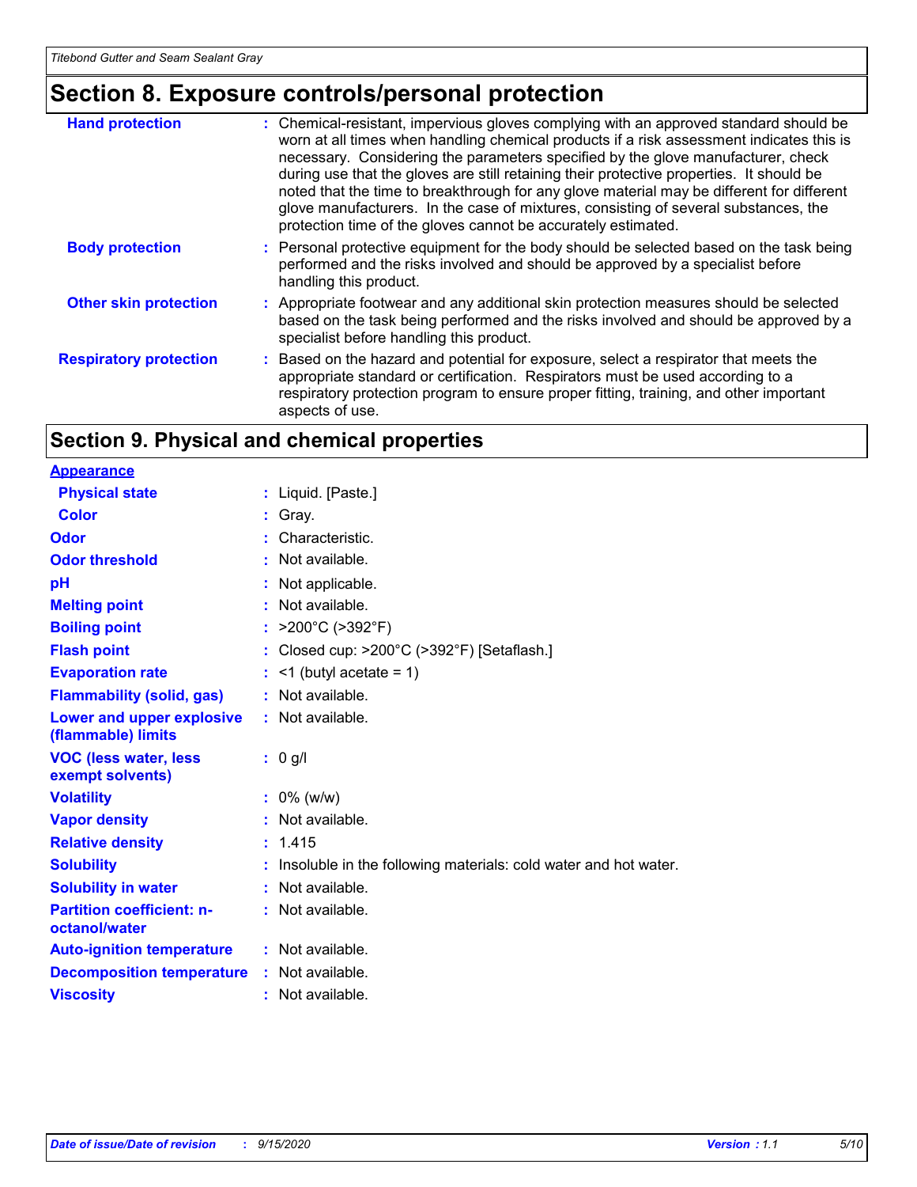## Section 8. Exposure controls/personal protection

| | |
|---|---|
| **Hand protection** | Chemical-resistant, impervious gloves complying with an approved standard should be worn at all times when handling chemical products if a risk assessment indicates this is necessary. Considering the parameters specified by the glove manufacturer, check during use that the gloves are still retaining their protective properties. It should be noted that the time to breakthrough for any glove material may be different for different glove manufacturers. In the case of mixtures, consisting of several substances, the protection time of the gloves cannot be accurately estimated. |
| **Body protection** | Personal protective equipment for the body should be selected based on the task being performed and the risks involved and should be approved by a specialist before handling this product. |
| **Other skin protection** | Appropriate footwear and any additional skin protection measures should be selected based on the task being performed and the risks involved and should be approved by a specialist before handling this product. |
| **Respiratory protection** | Based on the hazard and potential for exposure, select a respirator that meets the appropriate standard or certification. Respirators must be used according to a respiratory protection program to ensure proper fitting, training, and other important aspects of use. |

## Section 9. Physical and chemical properties

**Appearance**

| | |
|---|---|
| **Physical state** | Liquid. [Paste.] |
| **Color** | Gray. |
| **Odor** | Characteristic. |
| **Odor threshold** | Not available. |
| **pH** | Not applicable. |
| **Melting point** | Not available. |
| **Boiling point** | >200°C (>392°F) |
| **Flash point** | Closed cup: >200°C (>392°F) [Setaflash.] |
| **Evaporation rate** | <1 (butyl acetate = 1) |
| **Flammability (solid, gas)** | Not available. |
| **Lower and upper explosive (flammable) limits** | Not available. |
| **VOC (less water, less exempt solvents)** | 0 g/l |
| **Volatility** | 0% (w/w) |
| **Vapor density** | Not available. |
| **Relative density** | 1.415 |
| **Solubility** | Insoluble in the following materials: cold water and hot water. |
| **Solubility in water** | Not available. |
| **Partition coefficient: n-octanol/water** | Not available. |
| **Auto-ignition temperature** | Not available. |
| **Decomposition temperature** | Not available. |
| **Viscosity** | Not available. |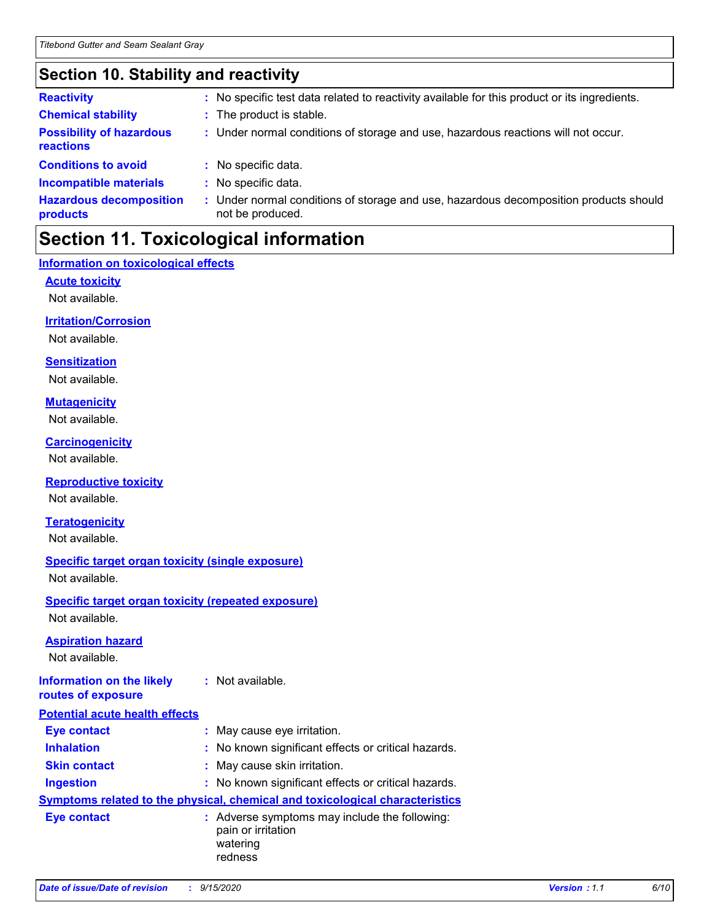## Section 10. Stability and reactivity

| | |
|---|---|
| **Reactivity** | : No specific test data related to reactivity available for this product or its ingredients. |
| **Chemical stability** | : The product is stable. |
| **Possibility of hazardous reactions** | : Under normal conditions of storage and use, hazardous reactions will not occur. |
| **Conditions to avoid** | : No specific data. |
| **Incompatible materials** | : No specific data. |
| **Hazardous decomposition products** | : Under normal conditions of storage and use, hazardous decomposition products should not be produced. |

## Section 11. Toxicological information

### Information on toxicological effects

**Acute toxicity**

Not available.

**Irritation/Corrosion**

Not available.

**Sensitization**

Not available.

**Mutagenicity**

Not available.

**Carcinogenicity**

Not available.

**Reproductive toxicity**

Not available.

**Teratogenicity**

Not available.

**Specific target organ toxicity (single exposure)**

Not available.

**Specific target organ toxicity (repeated exposure)**

Not available.

**Aspiration hazard**

Not available.

**Information on the likely routes of exposure** : Not available.

### Potential acute health effects

| | |
|---|---|
| **Eye contact** | : May cause eye irritation. |
| **Inhalation** | : No known significant effects or critical hazards. |
| **Skin contact** | : May cause skin irritation. |
| **Ingestion** | : No known significant effects or critical hazards. |

### Symptoms related to the physical, chemical and toxicological characteristics

**Eye contact** : Adverse symptoms may include the following:
pain or irritation
watering
redness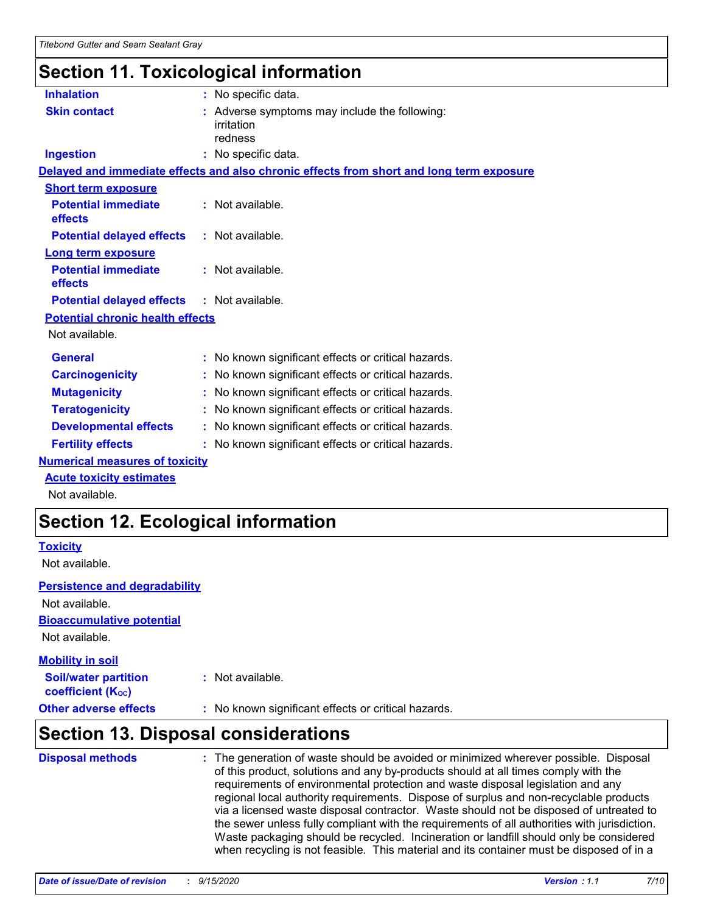## Section 11. Toxicological information

**Inhalation** : No specific data.

**Skin contact** : Adverse symptoms may include the following:
irritation
redness

**Ingestion** : No specific data.

**Delayed and immediate effects and also chronic effects from short and long term exposure**

**Short term exposure**

**Potential immediate effects** : Not available.

**Potential delayed effects** : Not available.

**Long term exposure**

**Potential immediate effects** : Not available.

**Potential delayed effects** : Not available.

**Potential chronic health effects**

Not available.

**General** : No known significant effects or critical hazards.

**Carcinogenicity** : No known significant effects or critical hazards.

**Mutagenicity** : No known significant effects or critical hazards.

**Teratogenicity** : No known significant effects or critical hazards.

**Developmental effects** : No known significant effects or critical hazards.

**Fertility effects** : No known significant effects or critical hazards.

**Numerical measures of toxicity**

**Acute toxicity estimates**

Not available.

## Section 12. Ecological information

**Toxicity**

Not available.

**Persistence and degradability**

Not available.

**Bioaccumulative potential**

Not available.

**Mobility in soil**

**Soil/water partition coefficient ($K_{OC}$)** : Not available.

**Other adverse effects** : No known significant effects or critical hazards.

## Section 13. Disposal considerations

**Disposal methods** : The generation of waste should be avoided or minimized wherever possible. Disposal of this product, solutions and any by-products should at all times comply with the requirements of environmental protection and waste disposal legislation and any regional local authority requirements. Dispose of surplus and non-recyclable products via a licensed waste disposal contractor. Waste should not be disposed of untreated to the sewer unless fully compliant with the requirements of all authorities with jurisdiction. Waste packaging should be recycled. Incineration or landfill should only be considered when recycling is not feasible. This material and its container must be disposed of in a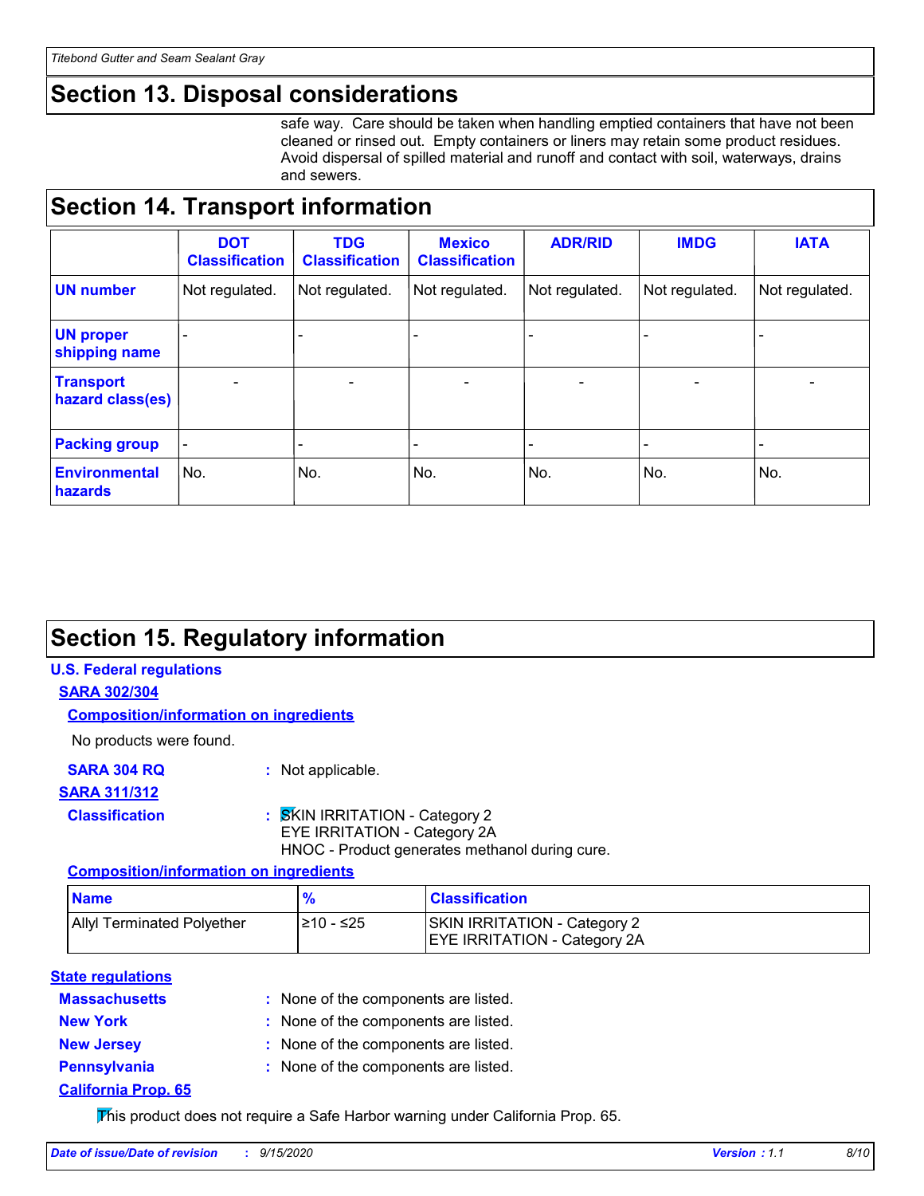# Section 13. Disposal considerations

safe way. Care should be taken when handling emptied containers that have not been cleaned or rinsed out. Empty containers or liners may retain some product residues. Avoid dispersal of spilled material and runoff and contact with soil, waterways, drains and sewers.

# Section 14. Transport information

| | DOT Classification | TDG Classification | Mexico Classification | ADR/RID | IMDG | IATA |
|---|---|---|---|---|---|---|
| UN number | Not regulated. | Not regulated. | Not regulated. | Not regulated. | Not regulated. | Not regulated. |
| UN proper shipping name | - | - | - | - | - | - |
| Transport hazard class(es) | - | - | - | - | - | - |
| Packing group | - | - | - | - | - | - |
| Environmental hazards | No. | No. | No. | No. | No. | No. |

# Section 15. Regulatory information

**U.S. Federal regulations**

**SARA 302/304**

**Composition/information on ingredients**

No products were found.

**SARA 304 RQ** : Not applicable.

**SARA 311/312**

**Classification** : SKIN IRRITATION - Category 2
EYE IRRITATION - Category 2A
HNOC - Product generates methanol during cure.

**Composition/information on ingredients**

| Name | % | Classification |
|---|---|---|
| Allyl Terminated Polyether | ≥10 - ≤25 | SKIN IRRITATION - Category 2<br>EYE IRRITATION - Category 2A |

**State regulations**

**Massachusetts** : None of the components are listed.

**New York** : None of the components are listed.

**New Jersey** : None of the components are listed.

**Pennsylvania** : None of the components are listed.

**California Prop. 65**

This product does not require a Safe Harbor warning under California Prop. 65.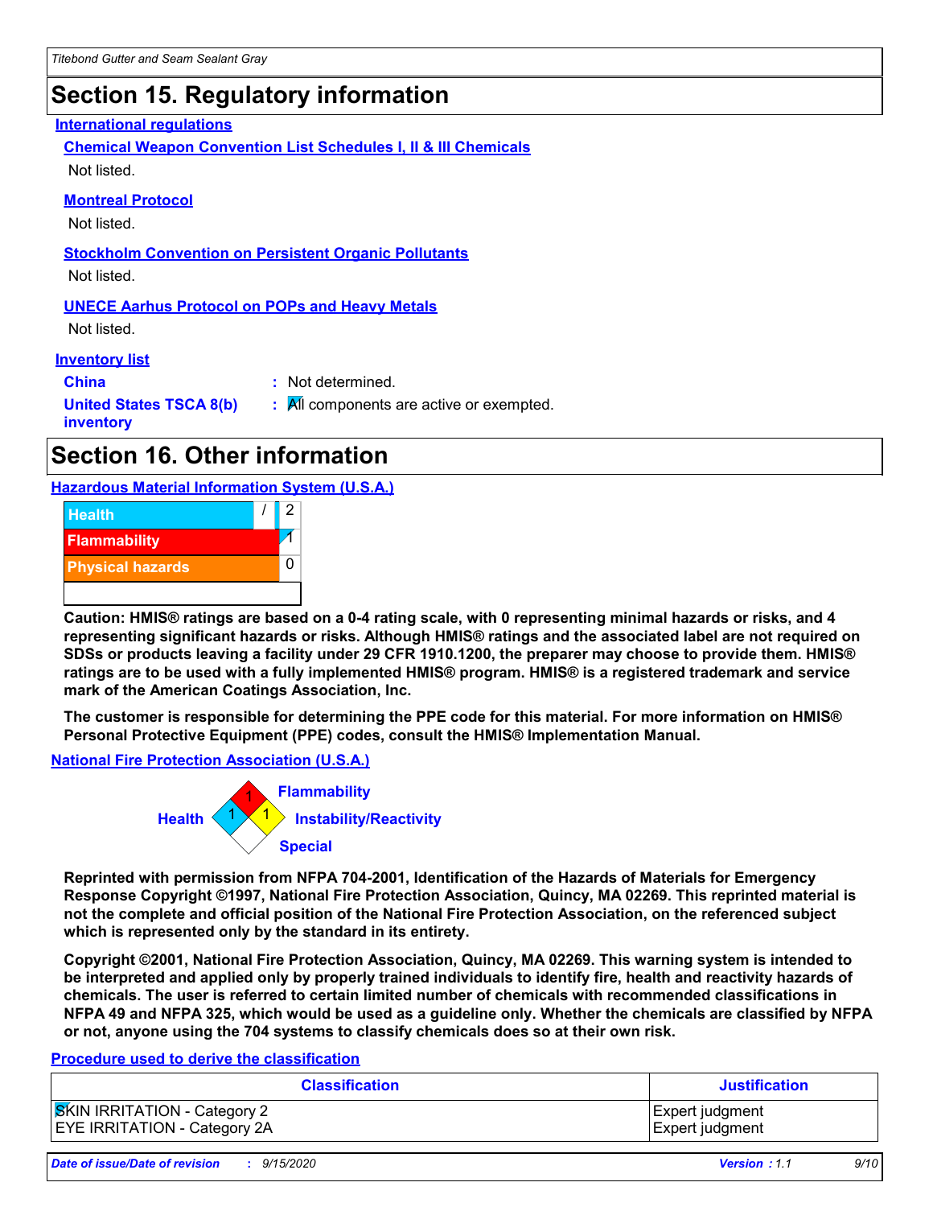## Section 15. Regulatory information

**International regulations**

**Chemical Weapon Convention List Schedules I, II & III Chemicals**

Not listed.

**Montreal Protocol**

Not listed.

**Stockholm Convention on Persistent Organic Pollutants**

Not listed.

**UNECE Aarhus Protocol on POPs and Heavy Metals**

Not listed.

**Inventory list**

**China** : Not determined.

**United States TSCA 8(b) inventory** : All components are active or exempted.

## Section 16. Other information

**Hazardous Material Information System (U.S.A.)**

| | | |
|---|---|---|
| Health | / | 2 |
| Flammability | | 1 |
| Physical hazards | | 0 |

**Caution: HMIS® ratings are based on a 0-4 rating scale, with 0 representing minimal hazards or risks, and 4 representing significant hazards or risks. Although HMIS® ratings and the associated label are not required on SDSs or products leaving a facility under 29 CFR 1910.1200, the preparer may choose to provide them. HMIS® ratings are to be used with a fully implemented HMIS® program. HMIS® is a registered trademark and service mark of the American Coatings Association, Inc.**

**The customer is responsible for determining the PPE code for this material. For more information on HMIS® Personal Protective Equipment (PPE) codes, consult the HMIS® Implementation Manual.**

**National Fire Protection Association (U.S.A.)**

Flammability: 1
Health: 1
Instability/Reactivity: 1
Special:

**Reprinted with permission from NFPA 704-2001, Identification of the Hazards of Materials for Emergency Response Copyright ©1997, National Fire Protection Association, Quincy, MA 02269. This reprinted material is not the complete and official position of the National Fire Protection Association, on the referenced subject which is represented only by the standard in its entirety.**

**Copyright ©2001, National Fire Protection Association, Quincy, MA 02269. This warning system is intended to be interpreted and applied only by properly trained individuals to identify fire, health and reactivity hazards of chemicals. The user is referred to certain limited number of chemicals with recommended classifications in NFPA 49 and NFPA 325, which would be used as a guideline only. Whether the chemicals are classified by NFPA or not, anyone using the 704 systems to classify chemicals does so at their own risk.**

**Procedure used to derive the classification**

| Classification | Justification |
|---|---|
| SKIN IRRITATION - Category 2 | Expert judgment |
| EYE IRRITATION - Category 2A | Expert judgment |

*Date of issue/Date of revision : 9/15/2020* *Version : 1.1*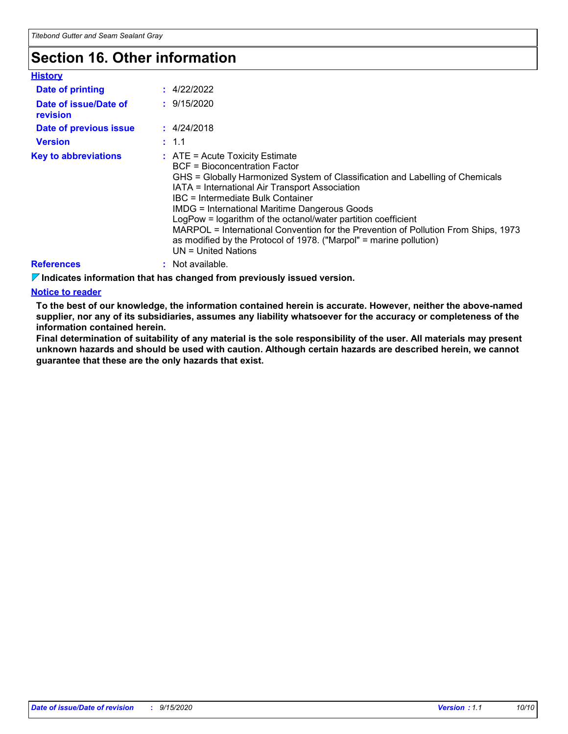# Section 16. Other information

**History**

**Date of printing** : 4/22/2022

**Date of issue/Date of revision** : 9/15/2020

**Date of previous issue** : 4/24/2018

**Version** : 1.1

**Key to abbreviations** : ATE = Acute Toxicity Estimate
BCF = Bioconcentration Factor
GHS = Globally Harmonized System of Classification and Labelling of Chemicals
IATA = International Air Transport Association
IBC = Intermediate Bulk Container
IMDG = International Maritime Dangerous Goods
LogPow = logarithm of the octanol/water partition coefficient
MARPOL = International Convention for the Prevention of Pollution From Ships, 1973 as modified by the Protocol of 1978. ("Marpol" = marine pollution)
UN = United Nations

**References** : Not available.

**Indicates information that has changed from previously issued version.**

**Notice to reader**

**To the best of our knowledge, the information contained herein is accurate. However, neither the above-named supplier, nor any of its subsidiaries, assumes any liability whatsoever for the accuracy or completeness of the information contained herein.**

**Final determination of suitability of any material is the sole responsibility of the user. All materials may present unknown hazards and should be used with caution. Although certain hazards are described herein, we cannot guarantee that these are the only hazards that exist.**